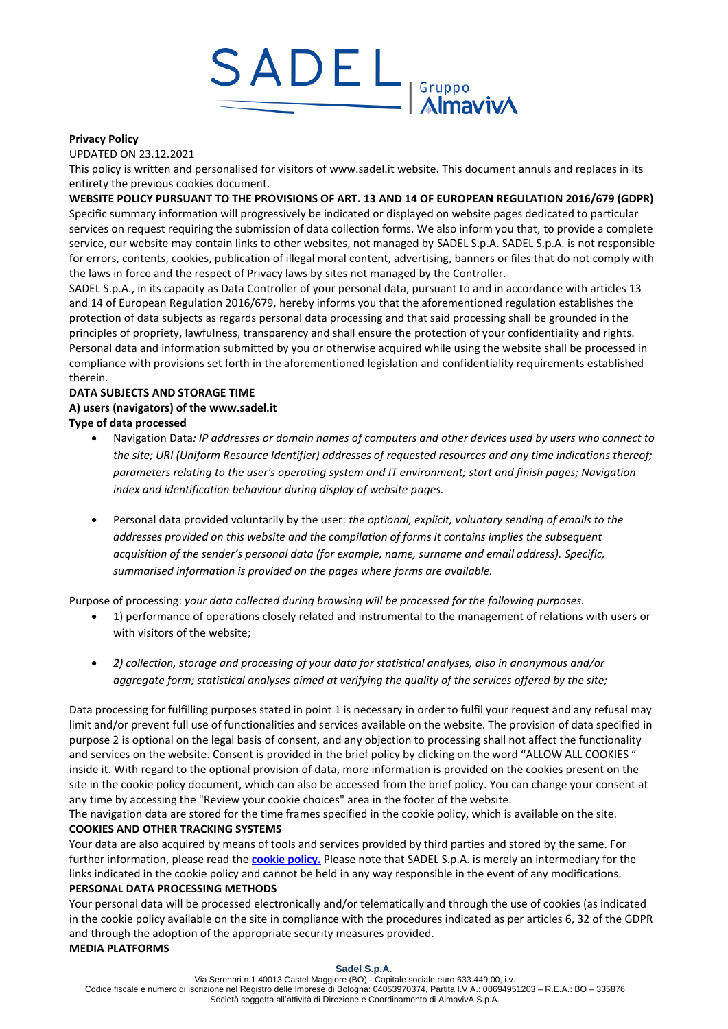**Privacy Policy**

UPDATED ON 23.12.2021

This policy is written and personalised for visitors of www.sadel.it website. This document annuls and replaces in its entirety the previous cookies document.

**WEBSITE POLICY PURSUANT TO THE PROVISIONS OF ART. 13 AND 14 OF EUROPEAN REGULATION 2016/679 (GDPR)**

Specific summary information will progressively be indicated or displayed on website pages dedicated to particular services on request requiring the submission of data collection forms. We also inform you that, to provide a complete service, our website may contain links to other websites, not managed by SADEL S.p.A. SADEL S.p.A. is not responsible for errors, contents, cookies, publication of illegal moral content, advertising, banners or files that do not comply with the laws in force and the respect of Privacy laws by sites not managed by the Controller.

SADEL S.p.A., in its capacity as Data Controller of your personal data, pursuant to and in accordance with articles 13 and 14 of European Regulation 2016/679, hereby informs you that the aforementioned regulation establishes the protection of data subjects as regards personal data processing and that said processing shall be grounded in the principles of propriety, lawfulness, transparency and shall ensure the protection of your confidentiality and rights. Personal data and information submitted by you or otherwise acquired while using the website shall be processed in compliance with provisions set forth in the aforementioned legislation and confidentiality requirements established therein.

**DATA SUBJECTS AND STORAGE TIME**

**A) users (navigators) of the www.sadel.it**

**Type of data processed**

- Navigation Data*: IP addresses or domain names of computers and other devices used by users who connect to the site; URI (Uniform Resource Identifier) addresses of requested resources and any time indications thereof; parameters relating to the user's operating system and IT environment; start and finish pages; Navigation index and identification behaviour during display of website pages.*

- Personal data provided voluntarily by the user: *the optional, explicit, voluntary sending of emails to the addresses provided on this website and the compilation of forms it contains implies the subsequent acquisition of the sender's personal data (for example, name, surname and email address). Specific, summarised information is provided on the pages where forms are available.*

Purpose of processing: *your data collected during browsing will be processed for the following purposes.*

- 1) performance of operations closely related and instrumental to the management of relations with users or with visitors of the website;

- *2) collection, storage and processing of your data for statistical analyses, also in anonymous and/or aggregate form; statistical analyses aimed at verifying the quality of the services offered by the site;*

Data processing for fulfilling purposes stated in point 1 is necessary in order to fulfil your request and any refusal may limit and/or prevent full use of functionalities and services available on the website. The provision of data specified in purpose 2 is optional on the legal basis of consent, and any objection to processing shall not affect the functionality and services on the website. Consent is provided in the brief policy by clicking on the word "ALLOW ALL COOKIES " inside it. With regard to the optional provision of data, more information is provided on the cookies present on the site in the cookie policy document, which can also be accessed from the brief policy. You can change your consent at any time by accessing the "Review your cookie choices" area in the footer of the website.

The navigation data are stored for the time frames specified in the cookie policy, which is available on the site.

**COOKIES AND OTHER TRACKING SYSTEMS**

Your data are also acquired by means of tools and services provided by third parties and stored by the same. For further information, please read the **cookie policy.** Please note that SADEL S.p.A. is merely an intermediary for the links indicated in the cookie policy and cannot be held in any way responsible in the event of any modifications.

**PERSONAL DATA PROCESSING METHODS**

Your personal data will be processed electronically and/or telematically and through the use of cookies (as indicated in the cookie policy available on the site in compliance with the procedures indicated as per articles 6, 32 of the GDPR and through the adoption of the appropriate security measures provided.

**MEDIA PLATFORMS**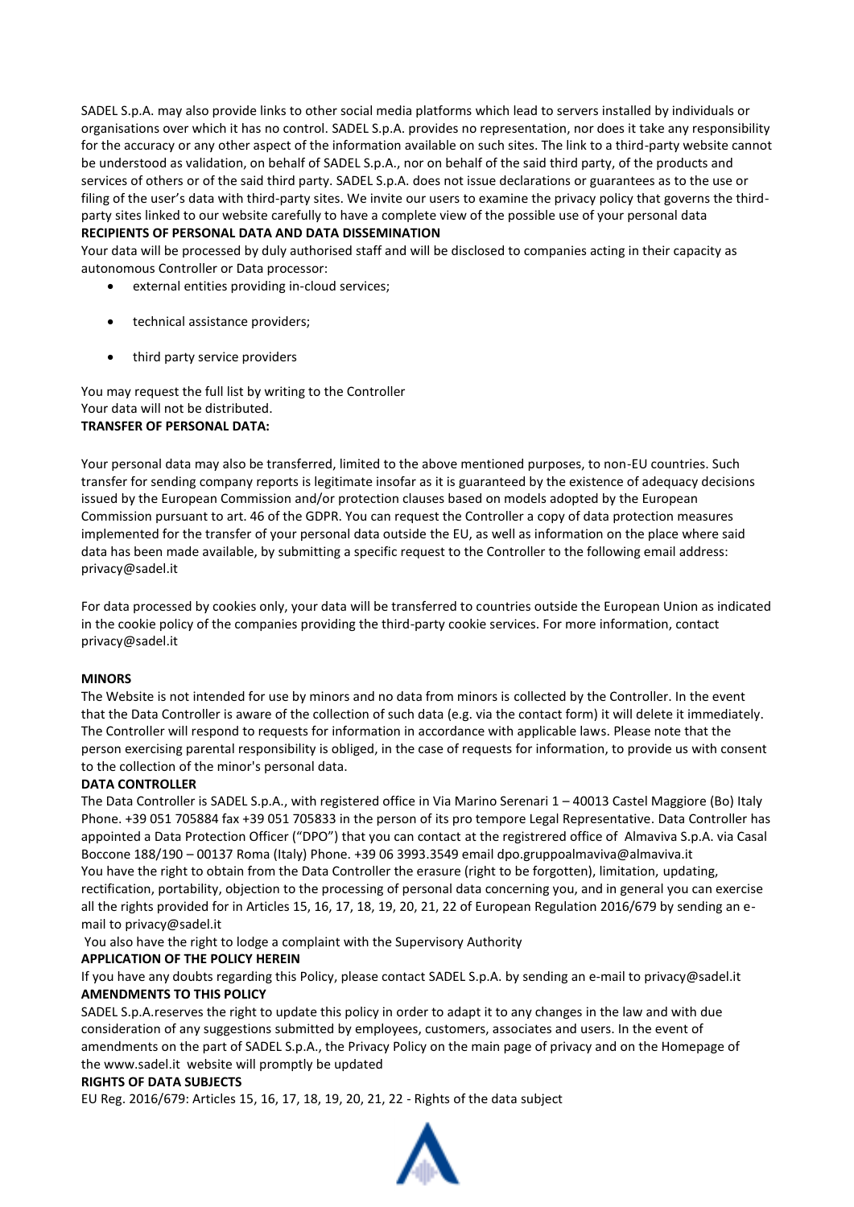SADEL S.p.A. may also provide links to other social media platforms which lead to servers installed by individuals or organisations over which it has no control. SADEL S.p.A. provides no representation, nor does it take any responsibility for the accuracy or any other aspect of the information available on such sites. The link to a third-party website cannot be understood as validation, on behalf of SADEL S.p.A., nor on behalf of the said third party, of the products and services of others or of the said third party. SADEL S.p.A. does not issue declarations or guarantees as to the use or filing of the user's data with third-party sites. We invite our users to examine the privacy policy that governs the third-party sites linked to our website carefully to have a complete view of the possible use of your personal data

**RECIPIENTS OF PERSONAL DATA AND DATA DISSEMINATION**

Your data will be processed by duly authorised staff and will be disclosed to companies acting in their capacity as autonomous Controller or Data processor:

- external entities providing in-cloud services;
- technical assistance providers;
- third party service providers

You may request the full list by writing to the Controller
Your data will not be distributed.

**TRANSFER OF PERSONAL DATA:**

Your personal data may also be transferred, limited to the above mentioned purposes, to non-EU countries. Such transfer for sending company reports is legitimate insofar as it is guaranteed by the existence of adequacy decisions issued by the European Commission and/or protection clauses based on models adopted by the European Commission pursuant to art. 46 of the GDPR. You can request the Controller a copy of data protection measures implemented for the transfer of your personal data outside the EU, as well as information on the place where said data has been made available, by submitting a specific request to the Controller to the following email address: privacy@sadel.it

For data processed by cookies only, your data will be transferred to countries outside the European Union as indicated in the cookie policy of the companies providing the third-party cookie services. For more information, contact privacy@sadel.it

**MINORS**

The Website is not intended for use by minors and no data from minors is collected by the Controller. In the event that the Data Controller is aware of the collection of such data (e.g. via the contact form) it will delete it immediately. The Controller will respond to requests for information in accordance with applicable laws. Please note that the person exercising parental responsibility is obliged, in the case of requests for information, to provide us with consent to the collection of the minor's personal data.

**DATA CONTROLLER**

The Data Controller is SADEL S.p.A., with registered office in Via Marino Serenari 1 – 40013 Castel Maggiore (Bo) Italy Phone. +39 051 705884 fax +39 051 705833 in the person of its pro tempore Legal Representative. Data Controller has appointed a Data Protection Officer ("DPO") that you can contact at the registrered office of Almaviva S.p.A. via Casal Boccone 188/190 – 00137 Roma (Italy) Phone. +39 06 3993.3549 email dpo.gruppoalmaviva@almaviva.it
You have the right to obtain from the Data Controller the erasure (right to be forgotten), limitation, updating, rectification, portability, objection to the processing of personal data concerning you, and in general you can exercise all the rights provided for in Articles 15, 16, 17, 18, 19, 20, 21, 22 of European Regulation 2016/679 by sending an e-mail to privacy@sadel.it

You also have the right to lodge a complaint with the Supervisory Authority

**APPLICATION OF THE POLICY HEREIN**

If you have any doubts regarding this Policy, please contact SADEL S.p.A. by sending an e-mail to privacy@sadel.it

**AMENDMENTS TO THIS POLICY**

SADEL S.p.A.reserves the right to update this policy in order to adapt it to any changes in the law and with due consideration of any suggestions submitted by employees, customers, associates and users. In the event of amendments on the part of SADEL S.p.A., the Privacy Policy on the main page of privacy and on the Homepage of the www.sadel.it website will promptly be updated

**RIGHTS OF DATA SUBJECTS**

EU Reg. 2016/679: Articles 15, 16, 17, 18, 19, 20, 21, 22 - Rights of the data subject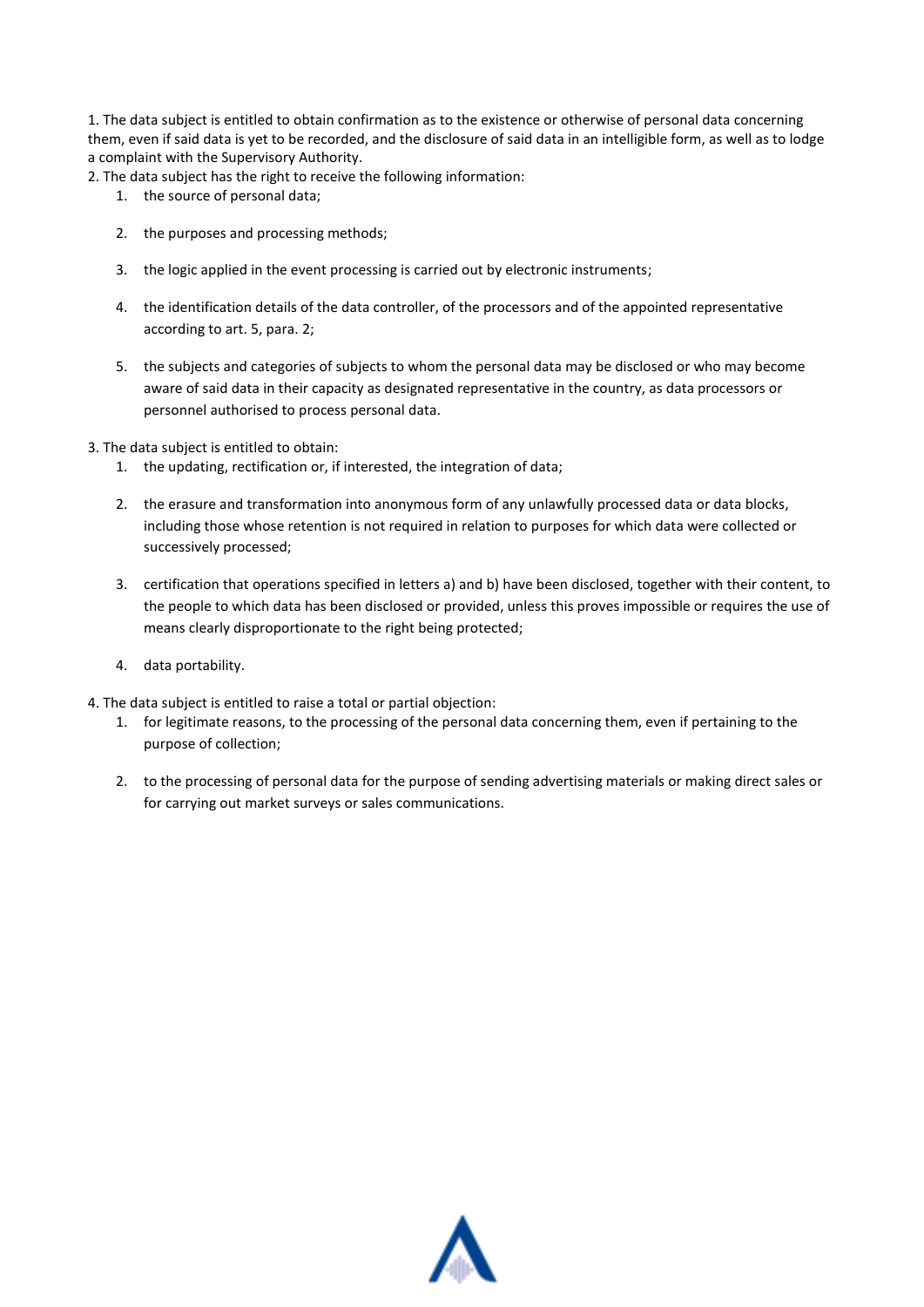1. The data subject is entitled to obtain confirmation as to the existence or otherwise of personal data concerning them, even if said data is yet to be recorded, and the disclosure of said data in an intelligible form, as well as to lodge a complaint with the Supervisory Authority.
2. The data subject has the right to receive the following information:
    1. the source of personal data;
    2. the purposes and processing methods;
    3. the logic applied in the event processing is carried out by electronic instruments;
    4. the identification details of the data controller, of the processors and of the appointed representative according to art. 5, para. 2;
    5. the subjects and categories of subjects to whom the personal data may be disclosed or who may become aware of said data in their capacity as designated representative in the country, as data processors or personnel authorised to process personal data.
3. The data subject is entitled to obtain:
    1. the updating, rectification or, if interested, the integration of data;
    2. the erasure and transformation into anonymous form of any unlawfully processed data or data blocks, including those whose retention is not required in relation to purposes for which data were collected or successively processed;
    3. certification that operations specified in letters a) and b) have been disclosed, together with their content, to the people to which data has been disclosed or provided, unless this proves impossible or requires the use of means clearly disproportionate to the right being protected;
    4. data portability.
4. The data subject is entitled to raise a total or partial objection:
    1. for legitimate reasons, to the processing of the personal data concerning them, even if pertaining to the purpose of collection;
    2. to the processing of personal data for the purpose of sending advertising materials or making direct sales or for carrying out market surveys or sales communications.